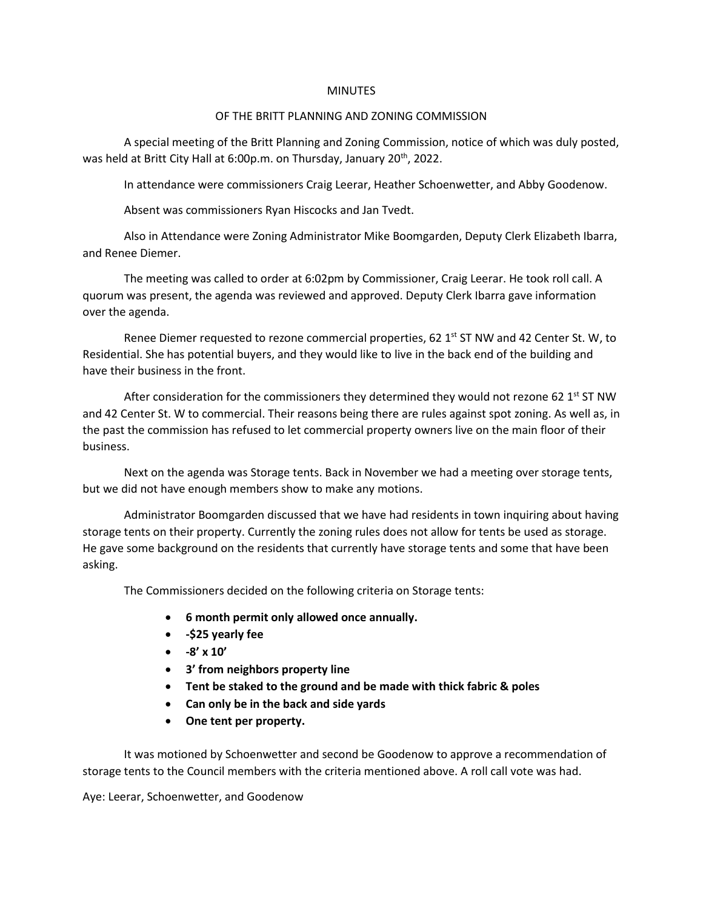MINUTES

OF THE BRITT PLANNING AND ZONING COMMISSION

A special meeting of the Britt Planning and Zoning Commission, notice of which was duly posted, was held at Britt City Hall at 6:00p.m. on Thursday, January 20th, 2022.

In attendance were commissioners Craig Leerar, Heather Schoenwetter, and Abby Goodenow.

Absent was commissioners Ryan Hiscocks and Jan Tvedt.

Also in Attendance were Zoning Administrator Mike Boomgarden, Deputy Clerk Elizabeth Ibarra, and Renee Diemer.

The meeting was called to order at 6:02pm by Commissioner, Craig Leerar. He took roll call. A quorum was present, the agenda was reviewed and approved. Deputy Clerk Ibarra gave information over the agenda.

Renee Diemer requested to rezone commercial properties, 62 1st ST NW and 42 Center St. W, to Residential. She has potential buyers, and they would like to live in the back end of the building and have their business in the front.

After consideration for the commissioners they determined they would not rezone 62 1st ST NW and 42 Center St. W to commercial. Their reasons being there are rules against spot zoning. As well as, in the past the commission has refused to let commercial property owners live on the main floor of their business.

Next on the agenda was Storage tents. Back in November we had a meeting over storage tents, but we did not have enough members show to make any motions.

Administrator Boomgarden discussed that we have had residents in town inquiring about having storage tents on their property. Currently the zoning rules does not allow for tents be used as storage. He gave some background on the residents that currently have storage tents and some that have been asking.

The Commissioners decided on the following criteria on Storage tents:

- **6 month permit only allowed once annually.**
- **-$25 yearly fee**
- **-8' x 10'**
- **3' from neighbors property line**
- **Tent be staked to the ground and be made with thick fabric & poles**
- **Can only be in the back and side yards**
- **One tent per property.**

It was motioned by Schoenwetter and second be Goodenow to approve a recommendation of storage tents to the Council members with the criteria mentioned above. A roll call vote was had.

Aye: Leerar, Schoenwetter, and Goodenow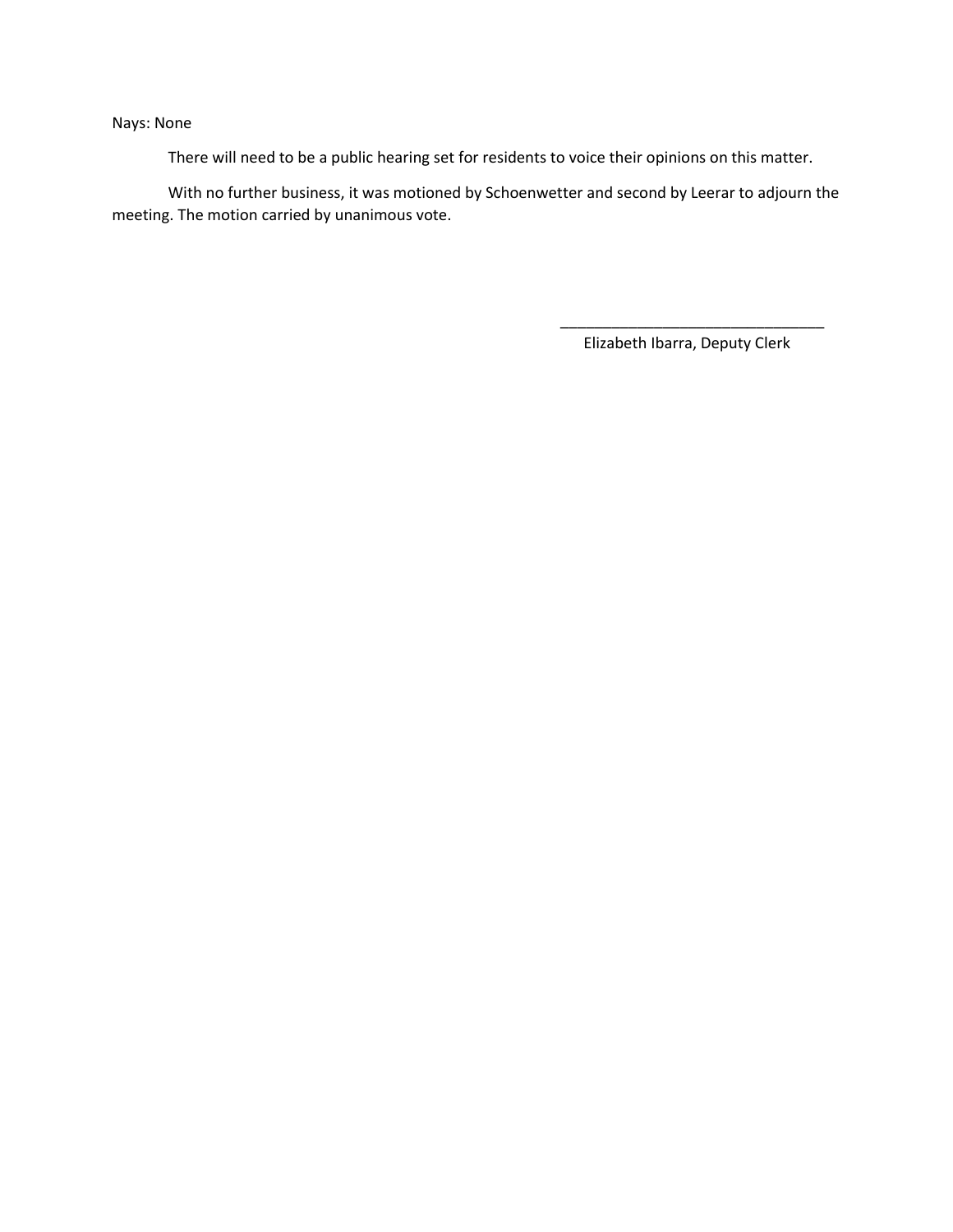Nays: None

There will need to be a public hearing set for residents to voice their opinions on this matter.

With no further business, it was motioned by Schoenwetter and second by Leerar to adjourn the meeting. The motion carried by unanimous vote.

\_\_\_\_\_\_\_\_\_\_\_\_\_\_\_\_\_\_\_\_\_\_\_\_\_\_\_\_\_\_\_\_

Elizabeth Ibarra, Deputy Clerk